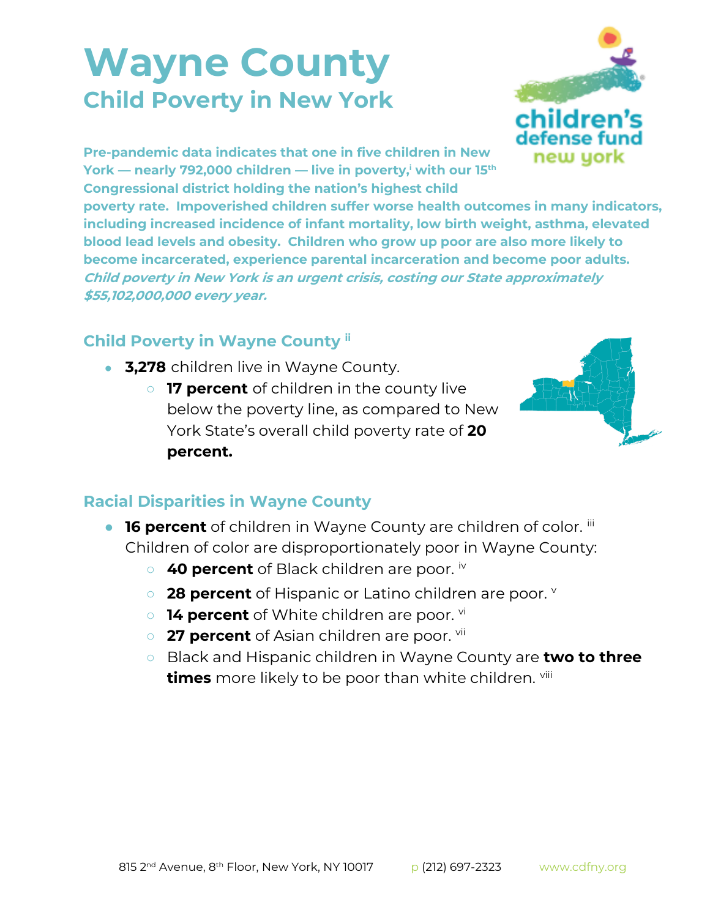# Wayne County

## Child Poverty in New York

**Pre-pandemic data indicates that one in five children in New York — nearly 792,000 children — live in poverty,[i] with our 15th Congressional district holding the nation's highest child poverty rate. Impoverished children suffer worse health outcomes in many indicators, including increased incidence of infant mortality, low birth weight, asthma, elevated blood lead levels and obesity. Children who grow up poor are also more likely to become incarcerated, experience parental incarceration and become poor adults.** ***Child poverty in New York is an urgent crisis, costing our State approximately $55,102,000,000 every year.***

### Child Poverty in Wayne County [ii]

- **3,278** children live in Wayne County.
  - **17 percent** of children in the county live below the poverty line, as compared to New York State's overall child poverty rate of **20 percent.**

### Racial Disparities in Wayne County

- **16 percent** of children in Wayne County are children of color. [iii] Children of color are disproportionately poor in Wayne County:
  - **40 percent** of Black children are poor. [iv]
  - **28 percent** of Hispanic or Latino children are poor. [v]
  - **14 percent** of White children are poor. [vi]
  - **27 percent** of Asian children are poor. [vii]
  - Black and Hispanic children in Wayne County are **two to three times** more likely to be poor than white children. [viii]

815 2nd Avenue, 8th Floor, New York, NY 10017 p (212) 697-2323 www.cdfny.org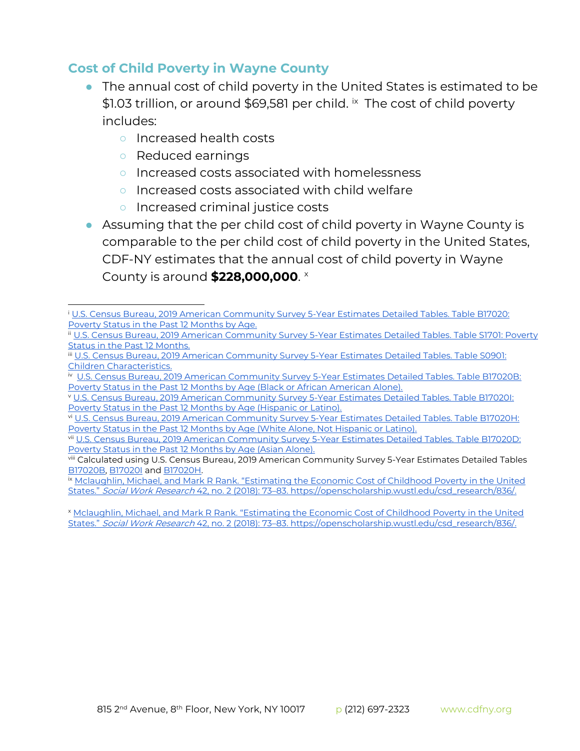## Cost of Child Poverty in Wayne County

- The annual cost of child poverty in the United States is estimated to be $1.03 trillion, or around $69,581 per child. [ix] The cost of child poverty includes:
  - Increased health costs
  - Reduced earnings
  - Increased costs associated with homelessness
  - Increased costs associated with child welfare
  - Increased criminal justice costs
- Assuming that the per child cost of child poverty in Wayne County is comparable to the per child cost of child poverty in the United States, CDF-NY estimates that the annual cost of child poverty in Wayne County is around **$228,000,000**. [x]

---

[i] U.S. Census Bureau, 2019 American Community Survey 5-Year Estimates Detailed Tables. Table B17020: Poverty Status in the Past 12 Months by Age.

[ii] U.S. Census Bureau, 2019 American Community Survey 5-Year Estimates Detailed Tables. Table S1701: Poverty Status in the Past 12 Months.

[iii] U.S. Census Bureau, 2019 American Community Survey 5-Year Estimates Detailed Tables. Table S0901: Children Characteristics.

[iv] U.S. Census Bureau, 2019 American Community Survey 5-Year Estimates Detailed Tables. Table B17020B: Poverty Status in the Past 12 Months by Age (Black or African American Alone).

[v] U.S. Census Bureau, 2019 American Community Survey 5-Year Estimates Detailed Tables. Table B17020I: Poverty Status in the Past 12 Months by Age (Hispanic or Latino).

[vi] U.S. Census Bureau, 2019 American Community Survey 5-Year Estimates Detailed Tables. Table B17020H: Poverty Status in the Past 12 Months by Age (White Alone, Not Hispanic or Latino).

[vii] U.S. Census Bureau, 2019 American Community Survey 5-Year Estimates Detailed Tables. Table B17020D: Poverty Status in the Past 12 Months by Age (Asian Alone).

[viii] Calculated using U.S. Census Bureau, 2019 American Community Survey 5-Year Estimates Detailed Tables B17020B, B17020I and B17020H.

[ix] Mclaughlin, Michael, and Mark R Rank. "Estimating the Economic Cost of Childhood Poverty in the United States." *Social Work Research* 42, no. 2 (2018): 73–83. https://openscholarship.wustl.edu/csd_research/836/.

[x] Mclaughlin, Michael, and Mark R Rank. "Estimating the Economic Cost of Childhood Poverty in the United States." *Social Work Research* 42, no. 2 (2018): 73–83. https://openscholarship.wustl.edu/csd_research/836/.